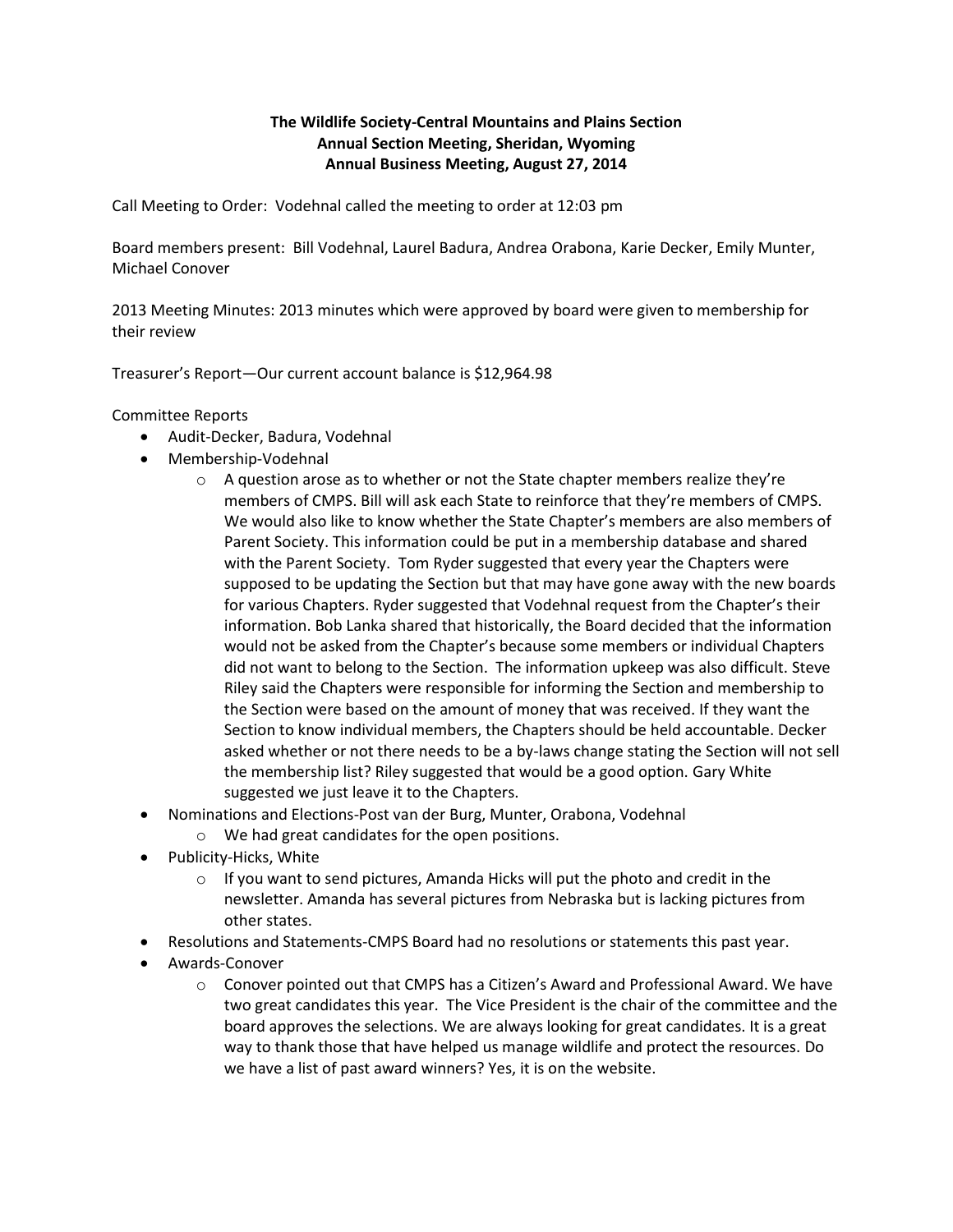**The Wildlife Society-Central Mountains and Plains Section**
**Annual Section Meeting, Sheridan, Wyoming**
**Annual Business Meeting, August 27, 2014**

Call Meeting to Order: Vodehnal called the meeting to order at 12:03 pm

Board members present: Bill Vodehnal, Laurel Badura, Andrea Orabona, Karie Decker, Emily Munter, Michael Conover

2013 Meeting Minutes: 2013 minutes which were approved by board were given to membership for their review

Treasurer's Report—Our current account balance is $12,964.98

Committee Reports

- Audit-Decker, Badura, Vodehnal
- Membership-Vodehnal
    - A question arose as to whether or not the State chapter members realize they're members of CMPS. Bill will ask each State to reinforce that they're members of CMPS. We would also like to know whether the State Chapter's members are also members of Parent Society. This information could be put in a membership database and shared with the Parent Society. Tom Ryder suggested that every year the Chapters were supposed to be updating the Section but that may have gone away with the new boards for various Chapters. Ryder suggested that Vodehnal request from the Chapter's their information. Bob Lanka shared that historically, the Board decided that the information would not be asked from the Chapter's because some members or individual Chapters did not want to belong to the Section. The information upkeep was also difficult. Steve Riley said the Chapters were responsible for informing the Section and membership to the Section were based on the amount of money that was received. If they want the Section to know individual members, the Chapters should be held accountable. Decker asked whether or not there needs to be a by-laws change stating the Section will not sell the membership list? Riley suggested that would be a good option. Gary White suggested we just leave it to the Chapters.
- Nominations and Elections-Post van der Burg, Munter, Orabona, Vodehnal
    - We had great candidates for the open positions.
- Publicity-Hicks, White
    - If you want to send pictures, Amanda Hicks will put the photo and credit in the newsletter. Amanda has several pictures from Nebraska but is lacking pictures from other states.
- Resolutions and Statements-CMPS Board had no resolutions or statements this past year.
- Awards-Conover
    - Conover pointed out that CMPS has a Citizen's Award and Professional Award. We have two great candidates this year. The Vice President is the chair of the committee and the board approves the selections. We are always looking for great candidates. It is a great way to thank those that have helped us manage wildlife and protect the resources. Do we have a list of past award winners? Yes, it is on the website.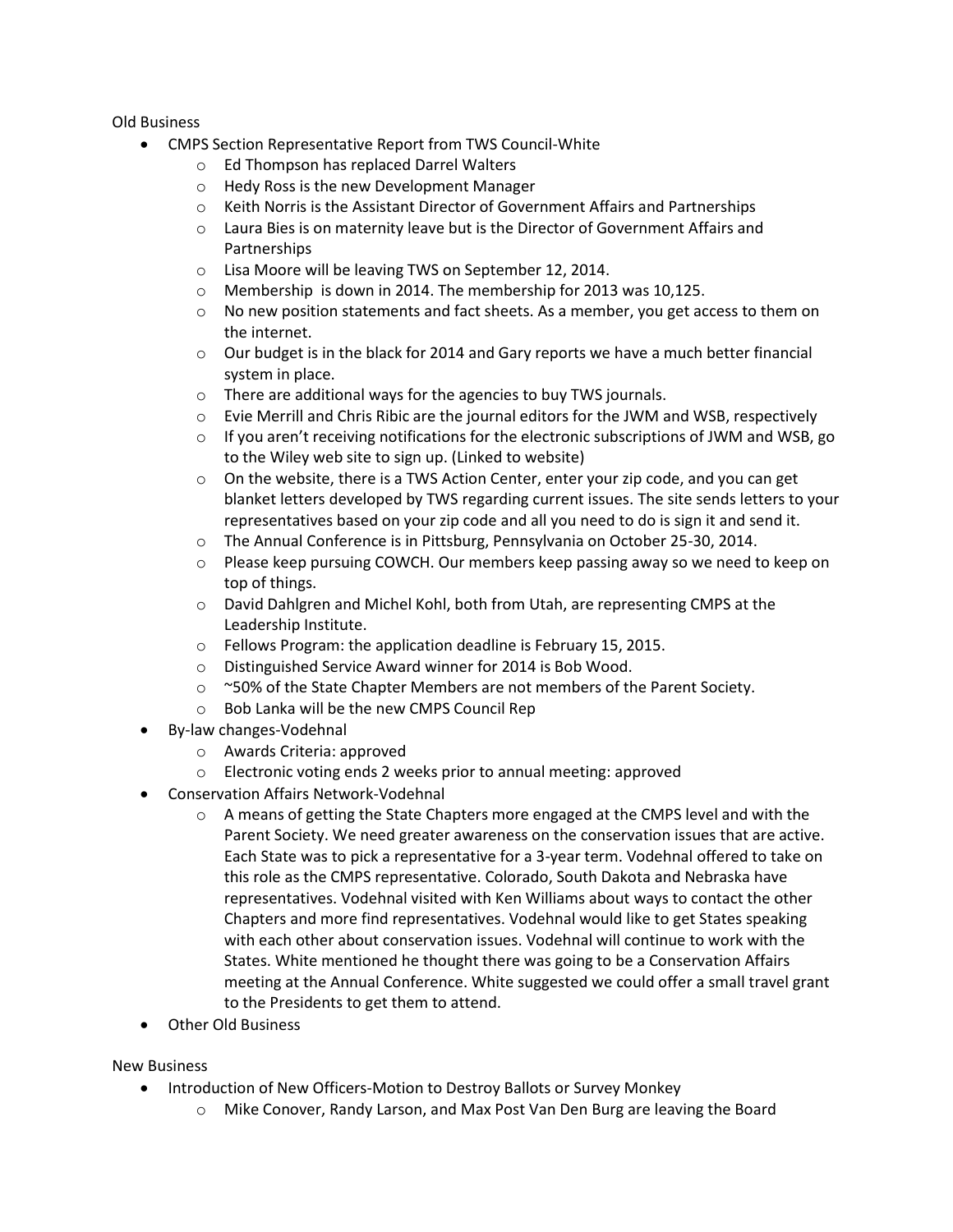Old Business

- CMPS Section Representative Report from TWS Council-White
  - Ed Thompson has replaced Darrel Walters
  - Hedy Ross is the new Development Manager
  - Keith Norris is the Assistant Director of Government Affairs and Partnerships
  - Laura Bies is on maternity leave but is the Director of Government Affairs and Partnerships
  - Lisa Moore will be leaving TWS on September 12, 2014.
  - Membership is down in 2014. The membership for 2013 was 10,125.
  - No new position statements and fact sheets. As a member, you get access to them on the internet.
  - Our budget is in the black for 2014 and Gary reports we have a much better financial system in place.
  - There are additional ways for the agencies to buy TWS journals.
  - Evie Merrill and Chris Ribic are the journal editors for the JWM and WSB, respectively
  - If you aren't receiving notifications for the electronic subscriptions of JWM and WSB, go to the Wiley web site to sign up. (Linked to website)
  - On the website, there is a TWS Action Center, enter your zip code, and you can get blanket letters developed by TWS regarding current issues. The site sends letters to your representatives based on your zip code and all you need to do is sign it and send it.
  - The Annual Conference is in Pittsburg, Pennsylvania on October 25-30, 2014.
  - Please keep pursuing COWCH. Our members keep passing away so we need to keep on top of things.
  - David Dahlgren and Michel Kohl, both from Utah, are representing CMPS at the Leadership Institute.
  - Fellows Program: the application deadline is February 15, 2015.
  - Distinguished Service Award winner for 2014 is Bob Wood.
  - ~50% of the State Chapter Members are not members of the Parent Society.
  - Bob Lanka will be the new CMPS Council Rep
- By-law changes-Vodehnal
  - Awards Criteria: approved
  - Electronic voting ends 2 weeks prior to annual meeting: approved
- Conservation Affairs Network-Vodehnal
  - A means of getting the State Chapters more engaged at the CMPS level and with the Parent Society. We need greater awareness on the conservation issues that are active. Each State was to pick a representative for a 3-year term. Vodehnal offered to take on this role as the CMPS representative. Colorado, South Dakota and Nebraska have representatives. Vodehnal visited with Ken Williams about ways to contact the other Chapters and more find representatives. Vodehnal would like to get States speaking with each other about conservation issues. Vodehnal will continue to work with the States. White mentioned he thought there was going to be a Conservation Affairs meeting at the Annual Conference. White suggested we could offer a small travel grant to the Presidents to get them to attend.
- Other Old Business

New Business

- Introduction of New Officers-Motion to Destroy Ballots or Survey Monkey
  - Mike Conover, Randy Larson, and Max Post Van Den Burg are leaving the Board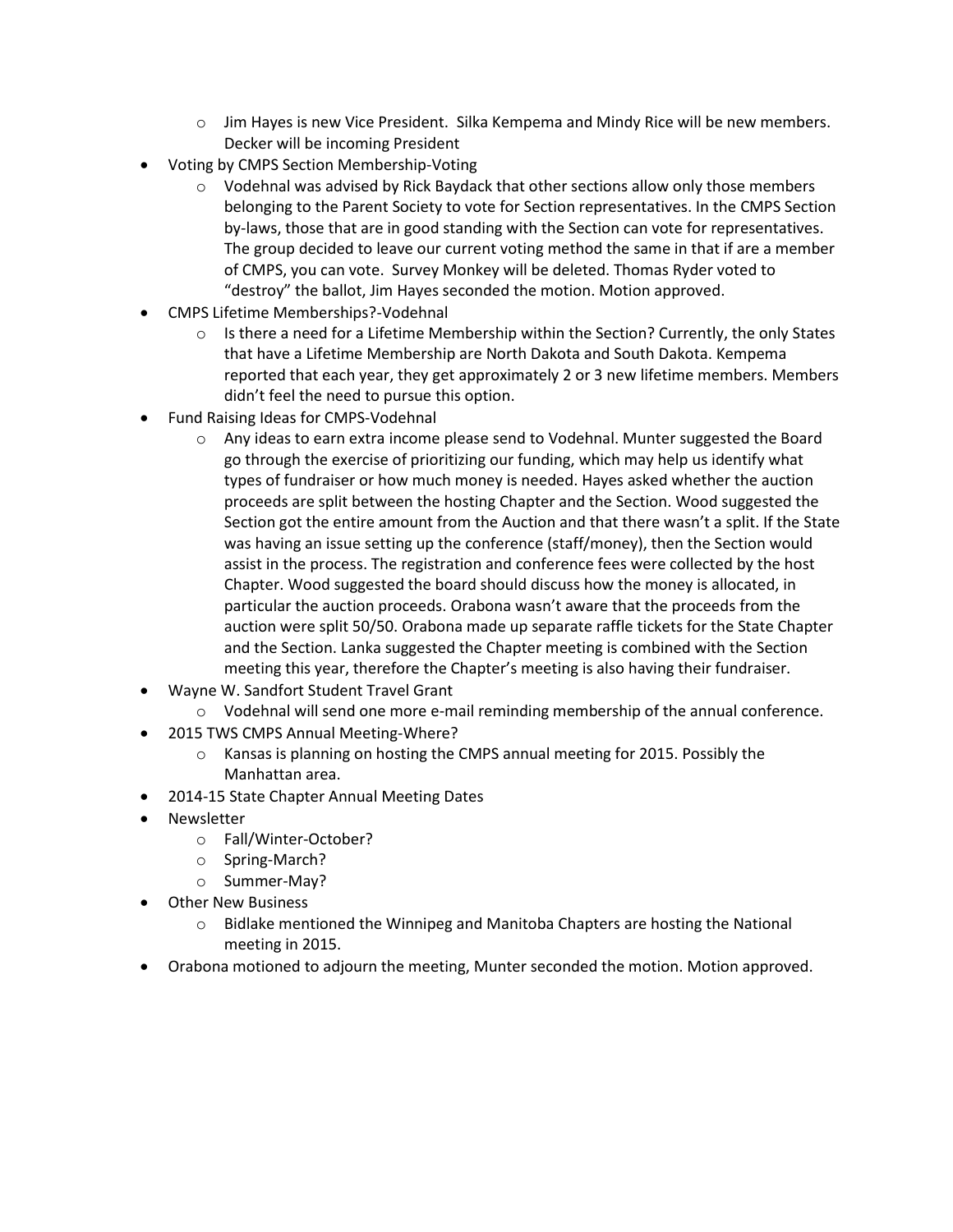- Jim Hayes is new Vice President. Silka Kempema and Mindy Rice will be new members. Decker will be incoming President
- Voting by CMPS Section Membership-Voting
  - Vodehnal was advised by Rick Baydack that other sections allow only those members belonging to the Parent Society to vote for Section representatives. In the CMPS Section by-laws, those that are in good standing with the Section can vote for representatives. The group decided to leave our current voting method the same in that if are a member of CMPS, you can vote. Survey Monkey will be deleted. Thomas Ryder voted to "destroy" the ballot, Jim Hayes seconded the motion. Motion approved.
- CMPS Lifetime Memberships?-Vodehnal
  - Is there a need for a Lifetime Membership within the Section? Currently, the only States that have a Lifetime Membership are North Dakota and South Dakota. Kempema reported that each year, they get approximately 2 or 3 new lifetime members. Members didn't feel the need to pursue this option.
- Fund Raising Ideas for CMPS-Vodehnal
  - Any ideas to earn extra income please send to Vodehnal. Munter suggested the Board go through the exercise of prioritizing our funding, which may help us identify what types of fundraiser or how much money is needed. Hayes asked whether the auction proceeds are split between the hosting Chapter and the Section. Wood suggested the Section got the entire amount from the Auction and that there wasn't a split. If the State was having an issue setting up the conference (staff/money), then the Section would assist in the process. The registration and conference fees were collected by the host Chapter. Wood suggested the board should discuss how the money is allocated, in particular the auction proceeds. Orabona wasn't aware that the proceeds from the auction were split 50/50. Orabona made up separate raffle tickets for the State Chapter and the Section. Lanka suggested the Chapter meeting is combined with the Section meeting this year, therefore the Chapter's meeting is also having their fundraiser.
- Wayne W. Sandfort Student Travel Grant
  - Vodehnal will send one more e-mail reminding membership of the annual conference.
- 2015 TWS CMPS Annual Meeting-Where?
  - Kansas is planning on hosting the CMPS annual meeting for 2015. Possibly the Manhattan area.
- 2014-15 State Chapter Annual Meeting Dates
- Newsletter
  - Fall/Winter-October?
  - Spring-March?
  - Summer-May?
- Other New Business
  - Bidlake mentioned the Winnipeg and Manitoba Chapters are hosting the National meeting in 2015.
- Orabona motioned to adjourn the meeting, Munter seconded the motion. Motion approved.